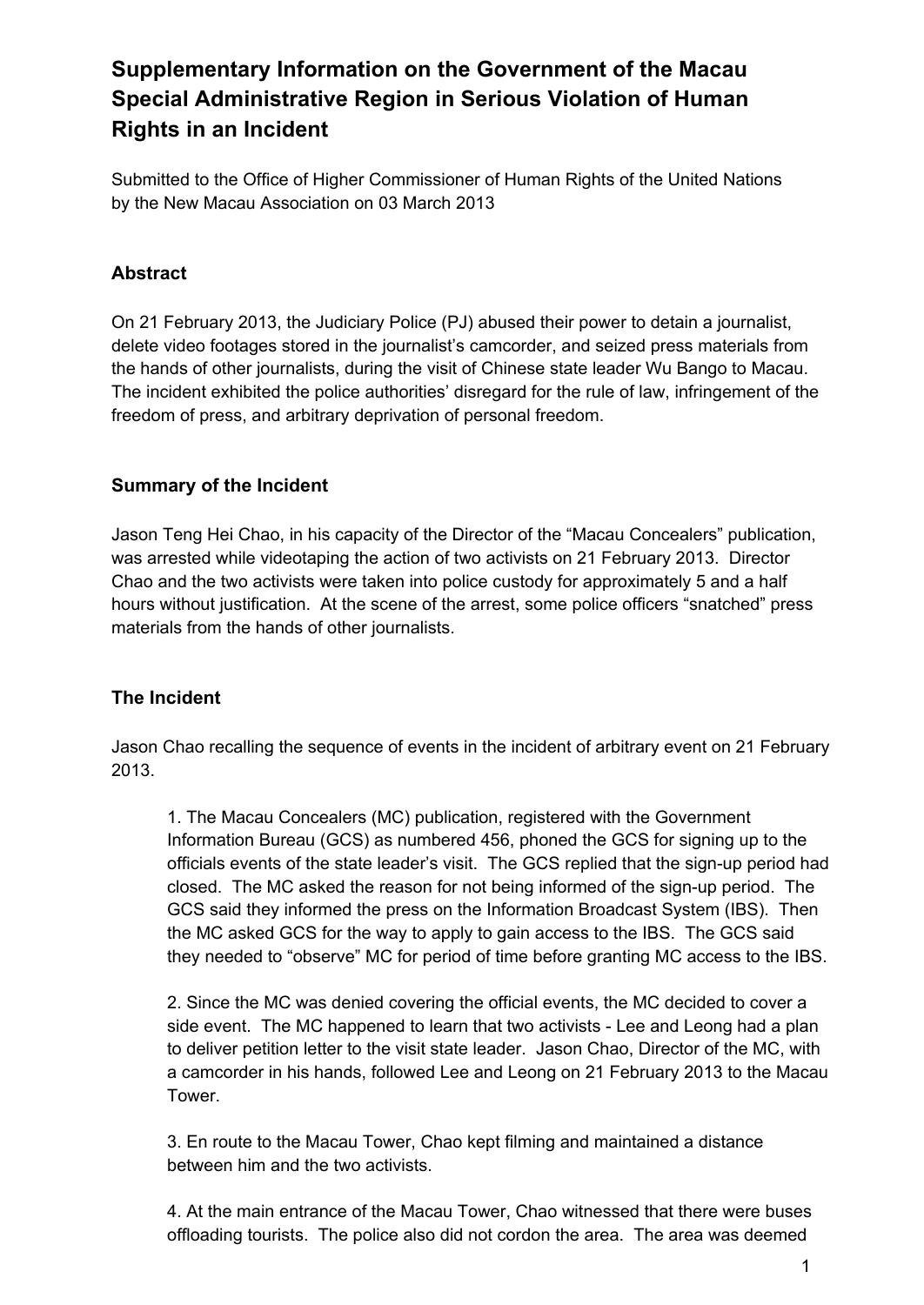# Supplementary Information on the Government of the Macau Special Administrative Region in Serious Violation of Human Rights in an Incident

Submitted to the Office of Higher Commissioner of Human Rights of the United Nations by the New Macau Association on 03 March 2013

## Abstract

On 21 February 2013, the Judiciary Police (PJ) abused their power to detain a journalist, delete video footages stored in the journalist's camcorder, and seized press materials from the hands of other journalists, during the visit of Chinese state leader Wu Bango to Macau. The incident exhibited the police authorities' disregard for the rule of law, infringement of the freedom of press, and arbitrary deprivation of personal freedom.

## Summary of the Incident

Jason Teng Hei Chao, in his capacity of the Director of the "Macau Concealers" publication, was arrested while videotaping the action of two activists on 21 February 2013. Director Chao and the two activists were taken into police custody for approximately 5 and a half hours without justification. At the scene of the arrest, some police officers "snatched" press materials from the hands of other journalists.

## The Incident

Jason Chao recalling the sequence of events in the incident of arbitrary event on 21 February 2013.

1. The Macau Concealers (MC) publication, registered with the Government Information Bureau (GCS) as numbered 456, phoned the GCS for signing up to the officials events of the state leader's visit. The GCS replied that the sign-up period had closed. The MC asked the reason for not being informed of the sign-up period. The GCS said they informed the press on the Information Broadcast System (IBS). Then the MC asked GCS for the way to apply to gain access to the IBS. The GCS said they needed to "observe" MC for period of time before granting MC access to the IBS.

2. Since the MC was denied covering the official events, the MC decided to cover a side event. The MC happened to learn that two activists - Lee and Leong had a plan to deliver petition letter to the visit state leader. Jason Chao, Director of the MC, with a camcorder in his hands, followed Lee and Leong on 21 February 2013 to the Macau Tower.

3. En route to the Macau Tower, Chao kept filming and maintained a distance between him and the two activists.

4. At the main entrance of the Macau Tower, Chao witnessed that there were buses offloading tourists. The police also did not cordon the area. The area was deemed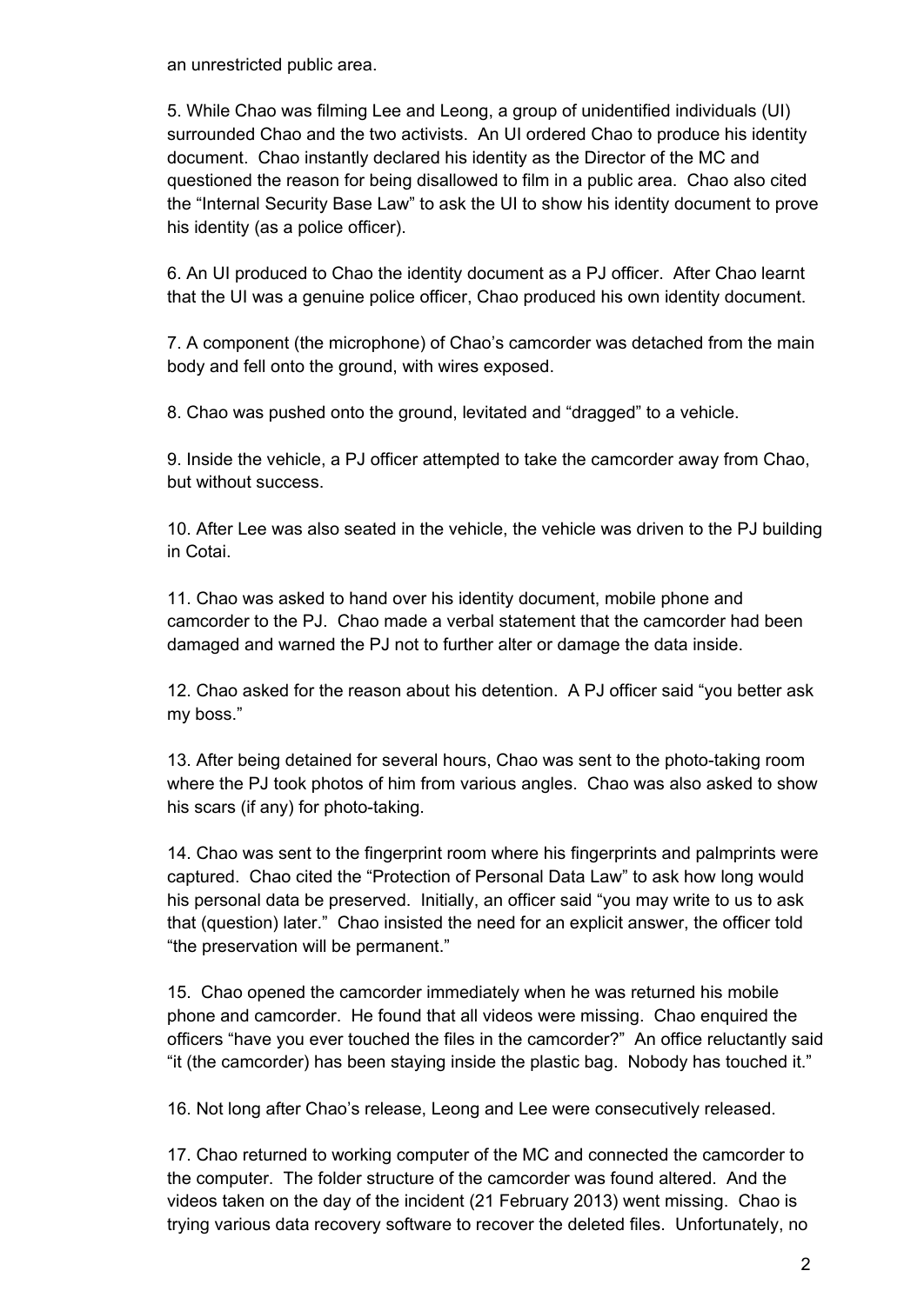an unrestricted public area.

5. While Chao was filming Lee and Leong, a group of unidentified individuals (UI) surrounded Chao and the two activists. An UI ordered Chao to produce his identity document. Chao instantly declared his identity as the Director of the MC and questioned the reason for being disallowed to film in a public area. Chao also cited the "Internal Security Base Law" to ask the UI to show his identity document to prove his identity (as a police officer).

6. An UI produced to Chao the identity document as a PJ officer. After Chao learnt that the UI was a genuine police officer, Chao produced his own identity document.

7. A component (the microphone) of Chao's camcorder was detached from the main body and fell onto the ground, with wires exposed.

8. Chao was pushed onto the ground, levitated and "dragged" to a vehicle.

9. Inside the vehicle, a PJ officer attempted to take the camcorder away from Chao, but without success.

10. After Lee was also seated in the vehicle, the vehicle was driven to the PJ building in Cotai.

11. Chao was asked to hand over his identity document, mobile phone and camcorder to the PJ. Chao made a verbal statement that the camcorder had been damaged and warned the PJ not to further alter or damage the data inside.

12. Chao asked for the reason about his detention. A PJ officer said "you better ask my boss."

13. After being detained for several hours, Chao was sent to the photo-taking room where the PJ took photos of him from various angles. Chao was also asked to show his scars (if any) for photo-taking.

14. Chao was sent to the fingerprint room where his fingerprints and palmprints were captured. Chao cited the "Protection of Personal Data Law" to ask how long would his personal data be preserved. Initially, an officer said "you may write to us to ask that (question) later." Chao insisted the need for an explicit answer, the officer told "the preservation will be permanent."

15. Chao opened the camcorder immediately when he was returned his mobile phone and camcorder. He found that all videos were missing. Chao enquired the officers "have you ever touched the files in the camcorder?" An office reluctantly said "it (the camcorder) has been staying inside the plastic bag. Nobody has touched it."

16. Not long after Chao's release, Leong and Lee were consecutively released.

17. Chao returned to working computer of the MC and connected the camcorder to the computer. The folder structure of the camcorder was found altered. And the videos taken on the day of the incident (21 February 2013) went missing. Chao is trying various data recovery software to recover the deleted files. Unfortunately, no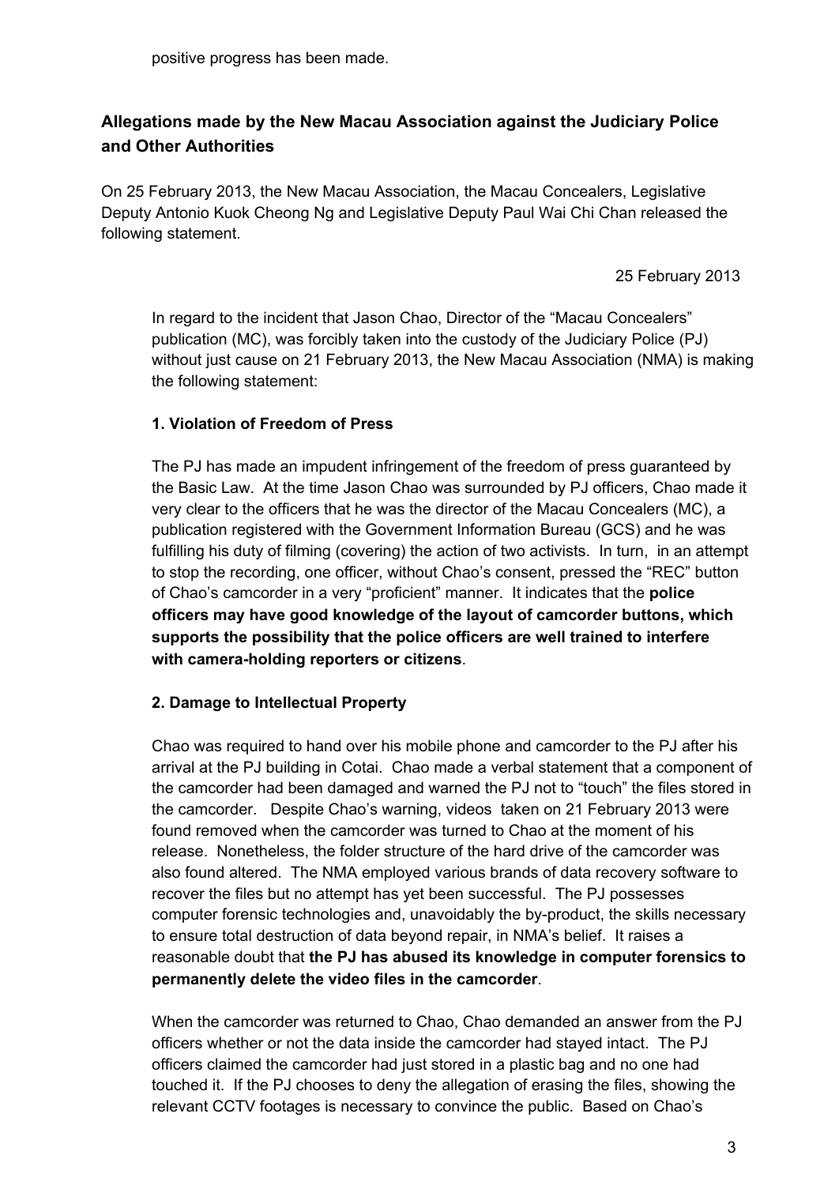positive progress has been made.

## Allegations made by the New Macau Association against the Judiciary Police and Other Authorities

On 25 February 2013, the New Macau Association, the Macau Concealers, Legislative Deputy Antonio Kuok Cheong Ng and Legislative Deputy Paul Wai Chi Chan released the following statement.

25 February 2013

In regard to the incident that Jason Chao, Director of the "Macau Concealers" publication (MC), was forcibly taken into the custody of the Judiciary Police (PJ) without just cause on 21 February 2013, the New Macau Association (NMA) is making the following statement:

### 1. Violation of Freedom of Press

The PJ has made an impudent infringement of the freedom of press guaranteed by the Basic Law. At the time Jason Chao was surrounded by PJ officers, Chao made it very clear to the officers that he was the director of the Macau Concealers (MC), a publication registered with the Government Information Bureau (GCS) and he was fulfilling his duty of filming (covering) the action of two activists. In turn, in an attempt to stop the recording, one officer, without Chao's consent, pressed the "REC" button of Chao's camcorder in a very "proficient" manner. It indicates that the **police officers may have good knowledge of the layout of camcorder buttons, which supports the possibility that the police officers are well trained to interfere with camera-holding reporters or citizens**.

### 2. Damage to Intellectual Property

Chao was required to hand over his mobile phone and camcorder to the PJ after his arrival at the PJ building in Cotai. Chao made a verbal statement that a component of the camcorder had been damaged and warned the PJ not to "touch" the files stored in the camcorder. Despite Chao's warning, videos taken on 21 February 2013 were found removed when the camcorder was turned to Chao at the moment of his release. Nonetheless, the folder structure of the hard drive of the camcorder was also found altered. The NMA employed various brands of data recovery software to recover the files but no attempt has yet been successful. The PJ possesses computer forensic technologies and, unavoidably the by-product, the skills necessary to ensure total destruction of data beyond repair, in NMA's belief. It raises a reasonable doubt that **the PJ has abused its knowledge in computer forensics to permanently delete the video files in the camcorder**.

When the camcorder was returned to Chao, Chao demanded an answer from the PJ officers whether or not the data inside the camcorder had stayed intact. The PJ officers claimed the camcorder had just stored in a plastic bag and no one had touched it. If the PJ chooses to deny the allegation of erasing the files, showing the relevant CCTV footages is necessary to convince the public. Based on Chao's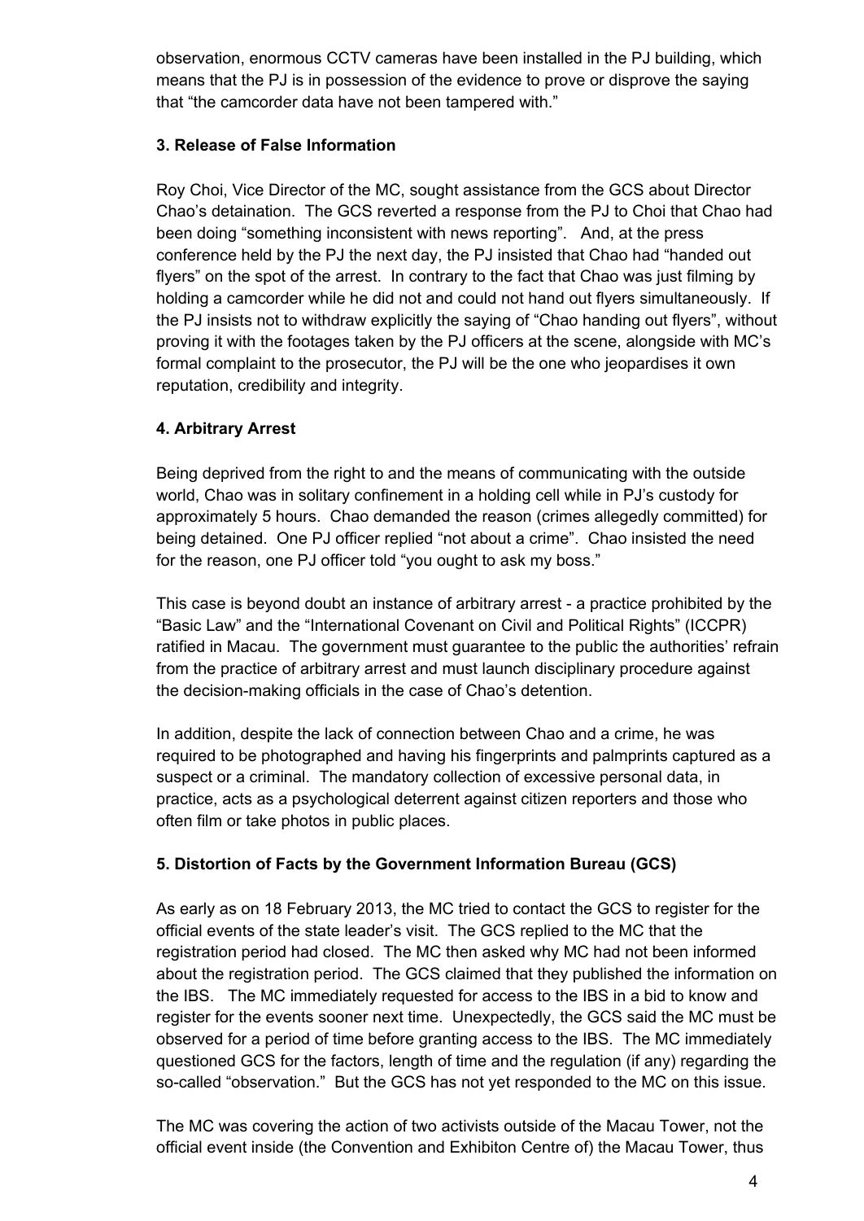observation, enormous CCTV cameras have been installed in the PJ building, which means that the PJ is in possession of the evidence to prove or disprove the saying that "the camcorder data have not been tampered with."

**3. Release of False Information**

Roy Choi, Vice Director of the MC, sought assistance from the GCS about Director Chao's detaination. The GCS reverted a response from the PJ to Choi that Chao had been doing "something inconsistent with news reporting". And, at the press conference held by the PJ the next day, the PJ insisted that Chao had "handed out flyers" on the spot of the arrest. In contrary to the fact that Chao was just filming by holding a camcorder while he did not and could not hand out flyers simultaneously. If the PJ insists not to withdraw explicitly the saying of "Chao handing out flyers", without proving it with the footages taken by the PJ officers at the scene, alongside with MC's formal complaint to the prosecutor, the PJ will be the one who jeopardises it own reputation, credibility and integrity.

**4. Arbitrary Arrest**

Being deprived from the right to and the means of communicating with the outside world, Chao was in solitary confinement in a holding cell while in PJ's custody for approximately 5 hours. Chao demanded the reason (crimes allegedly committed) for being detained. One PJ officer replied "not about a crime". Chao insisted the need for the reason, one PJ officer told "you ought to ask my boss."

This case is beyond doubt an instance of arbitrary arrest - a practice prohibited by the "Basic Law" and the "International Covenant on Civil and Political Rights" (ICCPR) ratified in Macau. The government must guarantee to the public the authorities' refrain from the practice of arbitrary arrest and must launch disciplinary procedure against the decision-making officials in the case of Chao's detention.

In addition, despite the lack of connection between Chao and a crime, he was required to be photographed and having his fingerprints and palmprints captured as a suspect or a criminal. The mandatory collection of excessive personal data, in practice, acts as a psychological deterrent against citizen reporters and those who often film or take photos in public places.

**5. Distortion of Facts by the Government Information Bureau (GCS)**

As early as on 18 February 2013, the MC tried to contact the GCS to register for the official events of the state leader's visit. The GCS replied to the MC that the registration period had closed. The MC then asked why MC had not been informed about the registration period. The GCS claimed that they published the information on the IBS. The MC immediately requested for access to the IBS in a bid to know and register for the events sooner next time. Unexpectedly, the GCS said the MC must be observed for a period of time before granting access to the IBS. The MC immediately questioned GCS for the factors, length of time and the regulation (if any) regarding the so-called "observation." But the GCS has not yet responded to the MC on this issue.

The MC was covering the action of two activists outside of the Macau Tower, not the official event inside (the Convention and Exhibiton Centre of) the Macau Tower, thus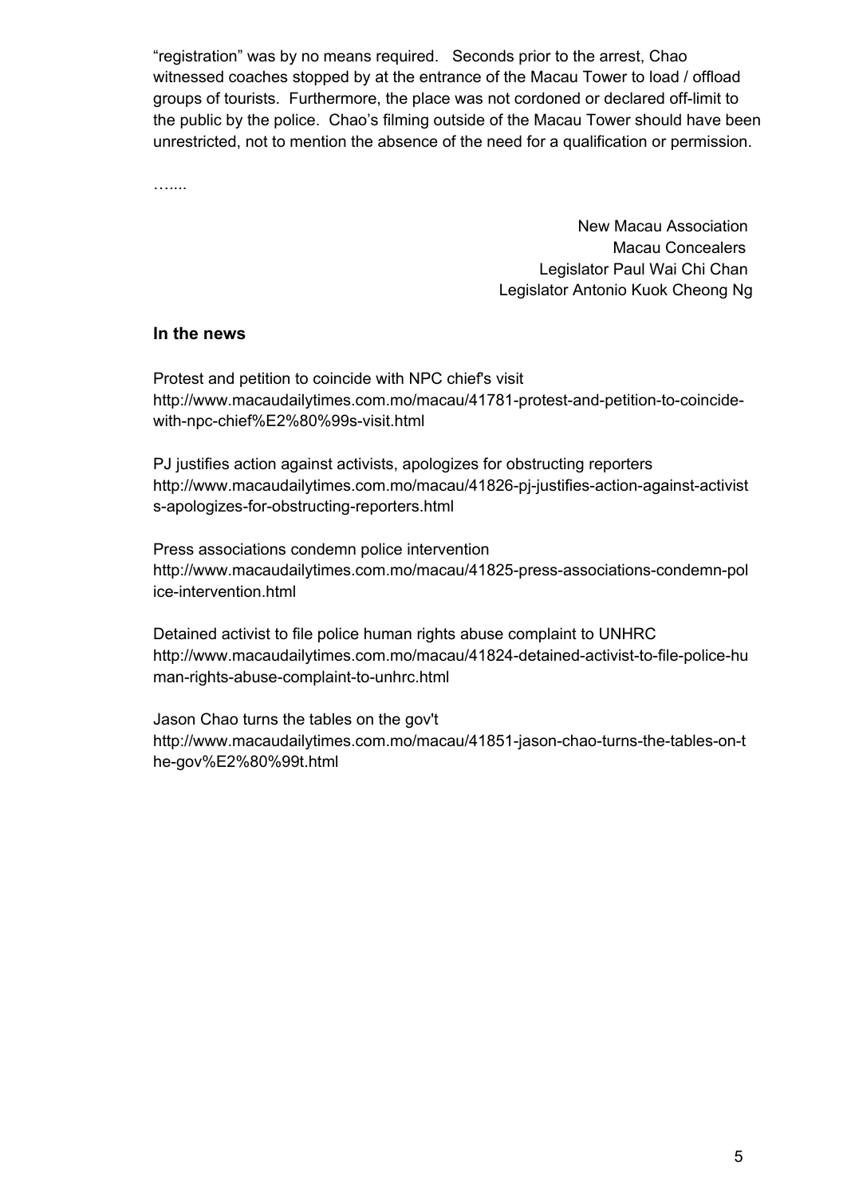"registration" was by no means required. Seconds prior to the arrest, Chao witnessed coaches stopped by at the entrance of the Macau Tower to load / offload groups of tourists. Furthermore, the place was not cordoned or declared off-limit to the public by the police. Chao's filming outside of the Macau Tower should have been unrestricted, not to mention the absence of the need for a qualification or permission.

…....

New Macau Association
Macau Concealers
Legislator Paul Wai Chi Chan
Legislator Antonio Kuok Cheong Ng

**In the news**

Protest and petition to coincide with NPC chief's visit
http://www.macaudailytimes.com.mo/macau/41781-protest-and-petition-to-coincide-with-npc-chief%E2%80%99s-visit.html

PJ justifies action against activists, apologizes for obstructing reporters
http://www.macaudailytimes.com.mo/macau/41826-pj-justifies-action-against-activists-apologizes-for-obstructing-reporters.html

Press associations condemn police intervention
http://www.macaudailytimes.com.mo/macau/41825-press-associations-condemn-police-intervention.html

Detained activist to file police human rights abuse complaint to UNHRC
http://www.macaudailytimes.com.mo/macau/41824-detained-activist-to-file-police-human-rights-abuse-complaint-to-unhrc.html

Jason Chao turns the tables on the gov't
http://www.macaudailytimes.com.mo/macau/41851-jason-chao-turns-the-tables-on-the-gov%E2%80%99t.html